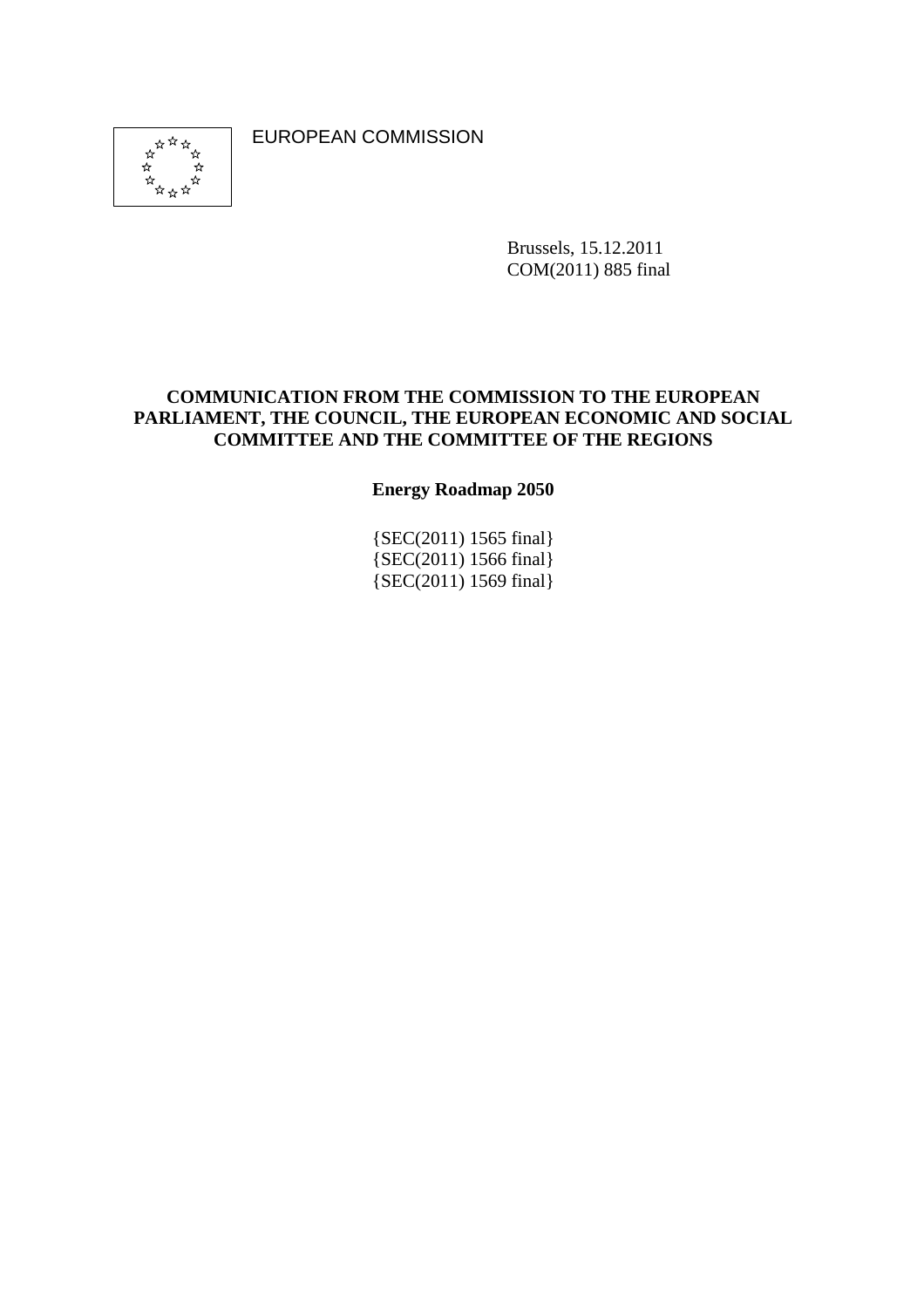EUROPEAN COMMISSION

Brussels, 15.12.2011
COM(2011) 885 final

**COMMUNICATION FROM THE COMMISSION TO THE EUROPEAN PARLIAMENT, THE COUNCIL, THE EUROPEAN ECONOMIC AND SOCIAL COMMITTEE AND THE COMMITTEE OF THE REGIONS**

# Energy Roadmap 2050

{SEC(2011) 1565 final}
{SEC(2011) 1566 final}
{SEC(2011) 1569 final}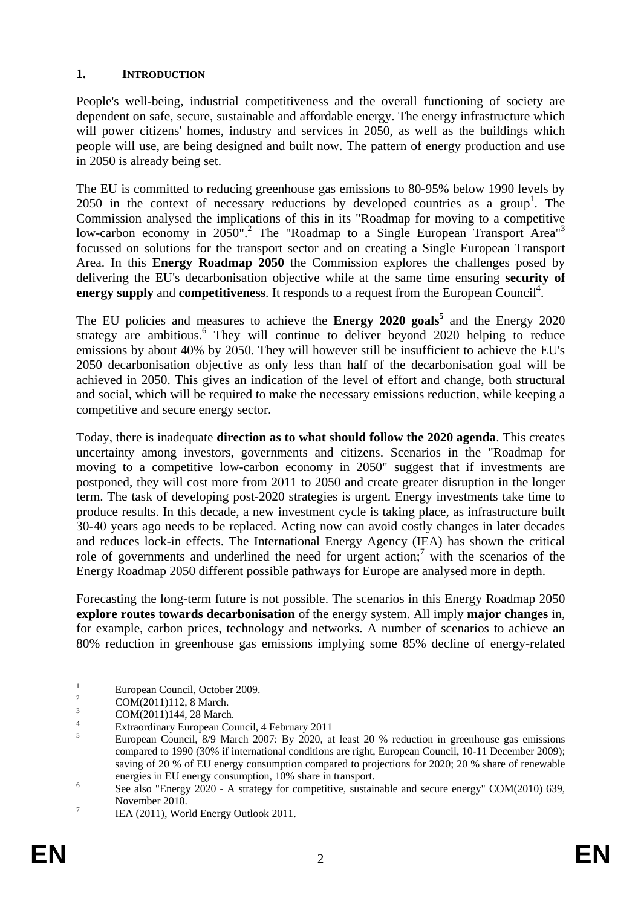## 1. INTRODUCTION

People's well-being, industrial competitiveness and the overall functioning of society are dependent on safe, secure, sustainable and affordable energy. The energy infrastructure which will power citizens' homes, industry and services in 2050, as well as the buildings which people will use, are being designed and built now. The pattern of energy production and use in 2050 is already being set.

The EU is committed to reducing greenhouse gas emissions to 80-95% below 1990 levels by 2050 in the context of necessary reductions by developed countries as a group[1]. The Commission analysed the implications of this in its "Roadmap for moving to a competitive low-carbon economy in 2050".[2] The "Roadmap to a Single European Transport Area"[3] focussed on solutions for the transport sector and on creating a Single European Transport Area. In this **Energy Roadmap 2050** the Commission explores the challenges posed by delivering the EU's decarbonisation objective while at the same time ensuring **security of energy supply** and **competitiveness**. It responds to a request from the European Council[4].

The EU policies and measures to achieve the **Energy 2020 goals[5]** and the Energy 2020 strategy are ambitious.[6] They will continue to deliver beyond 2020 helping to reduce emissions by about 40% by 2050. They will however still be insufficient to achieve the EU's 2050 decarbonisation objective as only less than half of the decarbonisation goal will be achieved in 2050. This gives an indication of the level of effort and change, both structural and social, which will be required to make the necessary emissions reduction, while keeping a competitive and secure energy sector.

Today, there is inadequate **direction as to what should follow the 2020 agenda**. This creates uncertainty among investors, governments and citizens. Scenarios in the "Roadmap for moving to a competitive low-carbon economy in 2050" suggest that if investments are postponed, they will cost more from 2011 to 2050 and create greater disruption in the longer term. The task of developing post-2020 strategies is urgent. Energy investments take time to produce results. In this decade, a new investment cycle is taking place, as infrastructure built 30-40 years ago needs to be replaced. Acting now can avoid costly changes in later decades and reduces lock-in effects. The International Energy Agency (IEA) has shown the critical role of governments and underlined the need for urgent action;[7] with the scenarios of the Energy Roadmap 2050 different possible pathways for Europe are analysed more in depth.

Forecasting the long-term future is not possible. The scenarios in this Energy Roadmap 2050 **explore routes towards decarbonisation** of the energy system. All imply **major changes** in, for example, carbon prices, technology and networks. A number of scenarios to achieve an 80% reduction in greenhouse gas emissions implying some 85% decline of energy-related

---

[1] European Council, October 2009.

[2] COM(2011)112, 8 March.

[3] COM(2011)144, 28 March.

[4] Extraordinary European Council, 4 February 2011

[5] European Council, 8/9 March 2007: By 2020, at least 20 % reduction in greenhouse gas emissions compared to 1990 (30% if international conditions are right, European Council, 10-11 December 2009); saving of 20 % of EU energy consumption compared to projections for 2020; 20 % share of renewable energies in EU energy consumption, 10% share in transport.

[6] See also "Energy 2020 - A strategy for competitive, sustainable and secure energy" COM(2010) 639, November 2010.

[7] IEA (2011), World Energy Outlook 2011.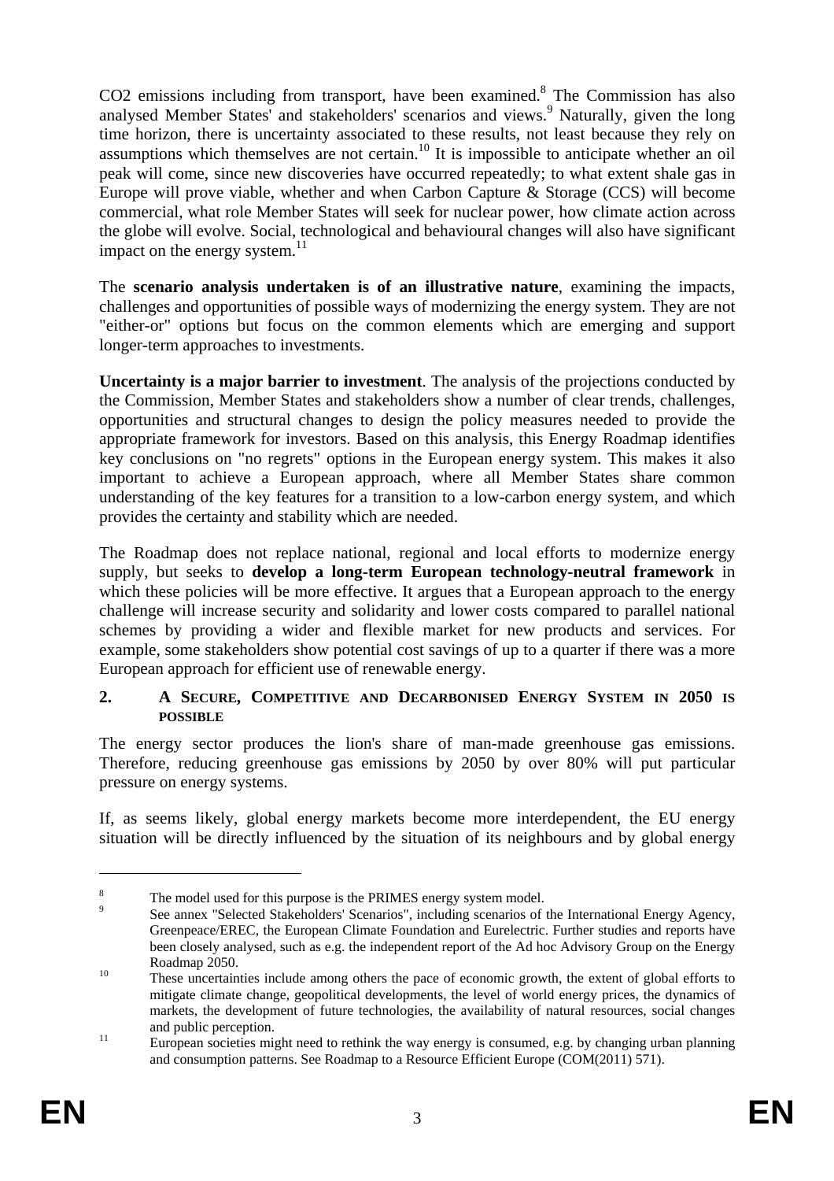$CO_2$ emissions including from transport, have been examined.[8] The Commission has also analysed Member States' and stakeholders' scenarios and views.[9] Naturally, given the long time horizon, there is uncertainty associated to these results, not least because they rely on assumptions which themselves are not certain.[10] It is impossible to anticipate whether an oil peak will come, since new discoveries have occurred repeatedly; to what extent shale gas in Europe will prove viable, whether and when Carbon Capture & Storage (CCS) will become commercial, what role Member States will seek for nuclear power, how climate action across the globe will evolve. Social, technological and behavioural changes will also have significant impact on the energy system.[11]

The **scenario analysis undertaken is of an illustrative nature**, examining the impacts, challenges and opportunities of possible ways of modernizing the energy system. They are not "either-or" options but focus on the common elements which are emerging and support longer-term approaches to investments.

**Uncertainty is a major barrier to investment**. The analysis of the projections conducted by the Commission, Member States and stakeholders show a number of clear trends, challenges, opportunities and structural changes to design the policy measures needed to provide the appropriate framework for investors. Based on this analysis, this Energy Roadmap identifies key conclusions on "no regrets" options in the European energy system. This makes it also important to achieve a European approach, where all Member States share common understanding of the key features for a transition to a low-carbon energy system, and which provides the certainty and stability which are needed.

The Roadmap does not replace national, regional and local efforts to modernize energy supply, but seeks to **develop a long-term European technology-neutral framework** in which these policies will be more effective. It argues that a European approach to the energy challenge will increase security and solidarity and lower costs compared to parallel national schemes by providing a wider and flexible market for new products and services. For example, some stakeholders show potential cost savings of up to a quarter if there was a more European approach for efficient use of renewable energy.

## 2. A SECURE, COMPETITIVE AND DECARBONISED ENERGY SYSTEM IN 2050 IS POSSIBLE

The energy sector produces the lion's share of man-made greenhouse gas emissions. Therefore, reducing greenhouse gas emissions by 2050 by over 80% will put particular pressure on energy systems.

If, as seems likely, global energy markets become more interdependent, the EU energy situation will be directly influenced by the situation of its neighbours and by global energy

---

[8] The model used for this purpose is the PRIMES energy system model.

[9] See annex "Selected Stakeholders' Scenarios", including scenarios of the International Energy Agency, Greenpeace/EREC, the European Climate Foundation and Eurelectric. Further studies and reports have been closely analysed, such as e.g. the independent report of the Ad hoc Advisory Group on the Energy Roadmap 2050.

[10] These uncertainties include among others the pace of economic growth, the extent of global efforts to mitigate climate change, geopolitical developments, the level of world energy prices, the dynamics of markets, the development of future technologies, the availability of natural resources, social changes and public perception.

[11] European societies might need to rethink the way energy is consumed, e.g. by changing urban planning and consumption patterns. See Roadmap to a Resource Efficient Europe (COM(2011) 571).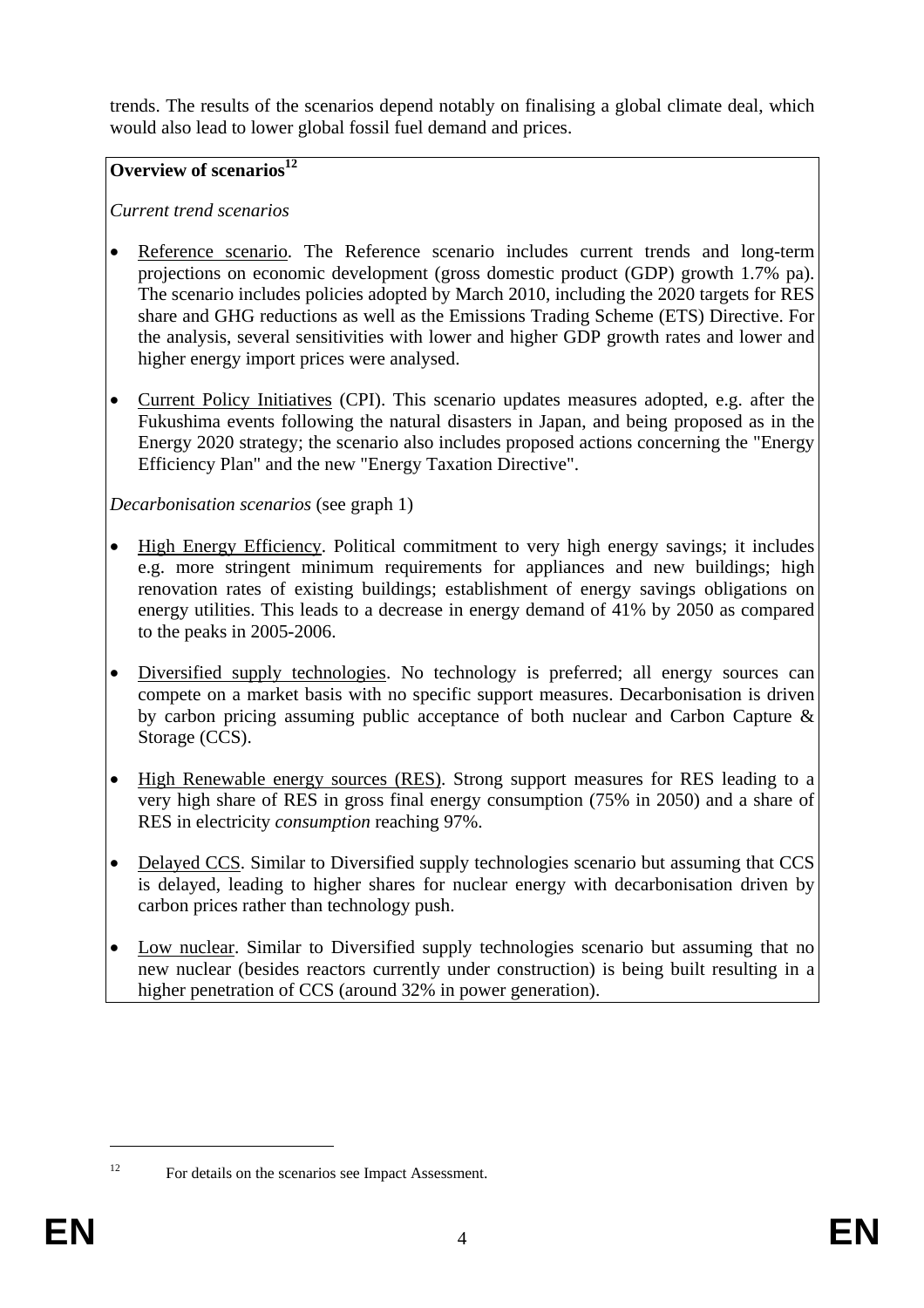trends. The results of the scenarios depend notably on finalising a global climate deal, which would also lead to lower global fossil fuel demand and prices.

**Overview of scenarios**[12]

*Current trend scenarios*

- Reference scenario. The Reference scenario includes current trends and long-term projections on economic development (gross domestic product (GDP) growth 1.7% pa). The scenario includes policies adopted by March 2010, including the 2020 targets for RES share and GHG reductions as well as the Emissions Trading Scheme (ETS) Directive. For the analysis, several sensitivities with lower and higher GDP growth rates and lower and higher energy import prices were analysed.

- Current Policy Initiatives (CPI). This scenario updates measures adopted, e.g. after the Fukushima events following the natural disasters in Japan, and being proposed as in the Energy 2020 strategy; the scenario also includes proposed actions concerning the "Energy Efficiency Plan" and the new "Energy Taxation Directive".

*Decarbonisation scenarios* (see graph 1)

- High Energy Efficiency. Political commitment to very high energy savings; it includes e.g. more stringent minimum requirements for appliances and new buildings; high renovation rates of existing buildings; establishment of energy savings obligations on energy utilities. This leads to a decrease in energy demand of 41% by 2050 as compared to the peaks in 2005-2006.

- Diversified supply technologies. No technology is preferred; all energy sources can compete on a market basis with no specific support measures. Decarbonisation is driven by carbon pricing assuming public acceptance of both nuclear and Carbon Capture & Storage (CCS).

- High Renewable energy sources (RES). Strong support measures for RES leading to a very high share of RES in gross final energy consumption (75% in 2050) and a share of RES in electricity *consumption* reaching 97%.

- Delayed CCS. Similar to Diversified supply technologies scenario but assuming that CCS is delayed, leading to higher shares for nuclear energy with decarbonisation driven by carbon prices rather than technology push.

- Low nuclear. Similar to Diversified supply technologies scenario but assuming that no new nuclear (besides reactors currently under construction) is being built resulting in a higher penetration of CCS (around 32% in power generation).

[12] For details on the scenarios see Impact Assessment.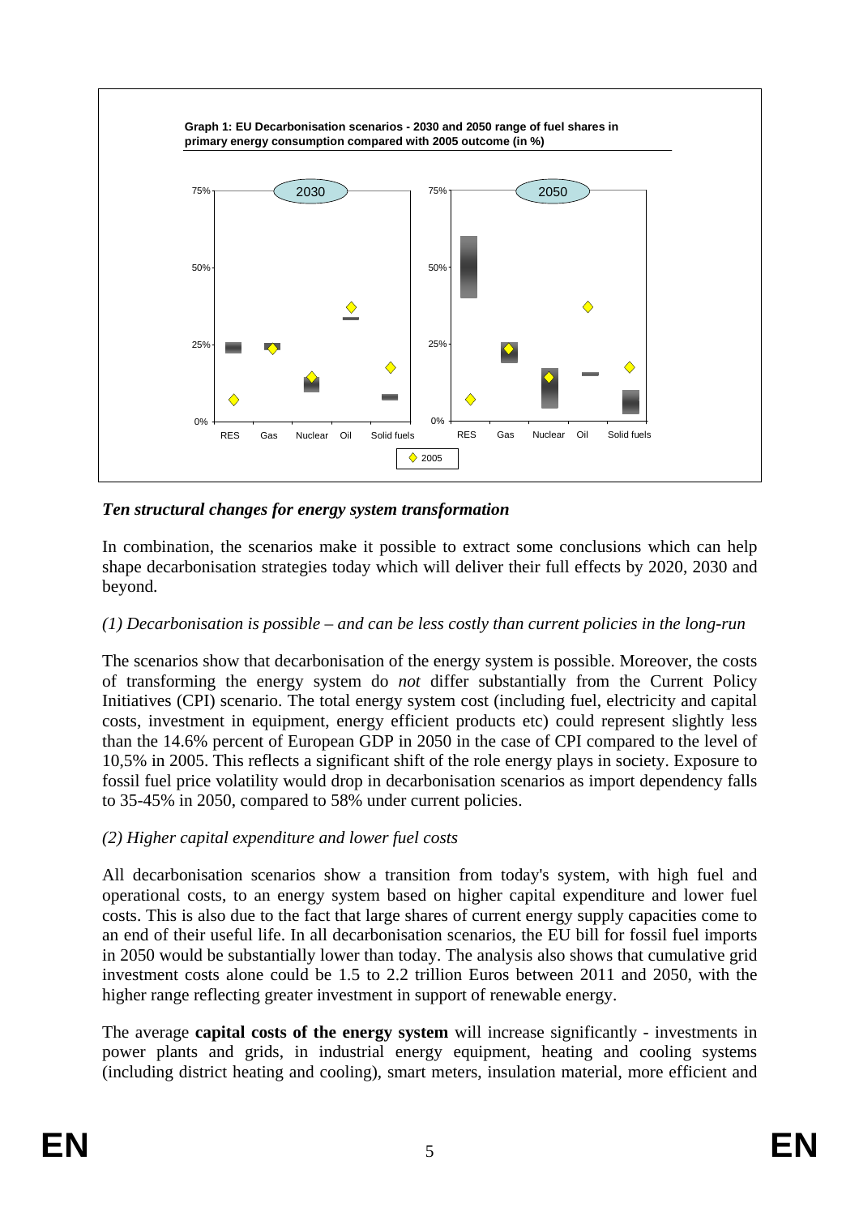**Graph 1: EU Decarbonisation scenarios - 2030 and 2050 range of fuel shares in primary energy consumption compared with 2005 outcome (in %)**

### *Ten structural changes for energy system transformation*

In combination, the scenarios make it possible to extract some conclusions which can help shape decarbonisation strategies today which will deliver their full effects by 2020, 2030 and beyond.

*(1) Decarbonisation is possible – and can be less costly than current policies in the long-run*

The scenarios show that decarbonisation of the energy system is possible. Moreover, the costs of transforming the energy system do *not* differ substantially from the Current Policy Initiatives (CPI) scenario. The total energy system cost (including fuel, electricity and capital costs, investment in equipment, energy efficient products etc) could represent slightly less than the 14.6% percent of European GDP in 2050 in the case of CPI compared to the level of 10,5% in 2005. This reflects a significant shift of the role energy plays in society. Exposure to fossil fuel price volatility would drop in decarbonisation scenarios as import dependency falls to 35-45% in 2050, compared to 58% under current policies.

*(2) Higher capital expenditure and lower fuel costs*

All decarbonisation scenarios show a transition from today's system, with high fuel and operational costs, to an energy system based on higher capital expenditure and lower fuel costs. This is also due to the fact that large shares of current energy supply capacities come to an end of their useful life. In all decarbonisation scenarios, the EU bill for fossil fuel imports in 2050 would be substantially lower than today. The analysis also shows that cumulative grid investment costs alone could be 1.5 to 2.2 trillion Euros between 2011 and 2050, with the higher range reflecting greater investment in support of renewable energy.

The average **capital costs of the energy system** will increase significantly - investments in power plants and grids, in industrial energy equipment, heating and cooling systems (including district heating and cooling), smart meters, insulation material, more efficient and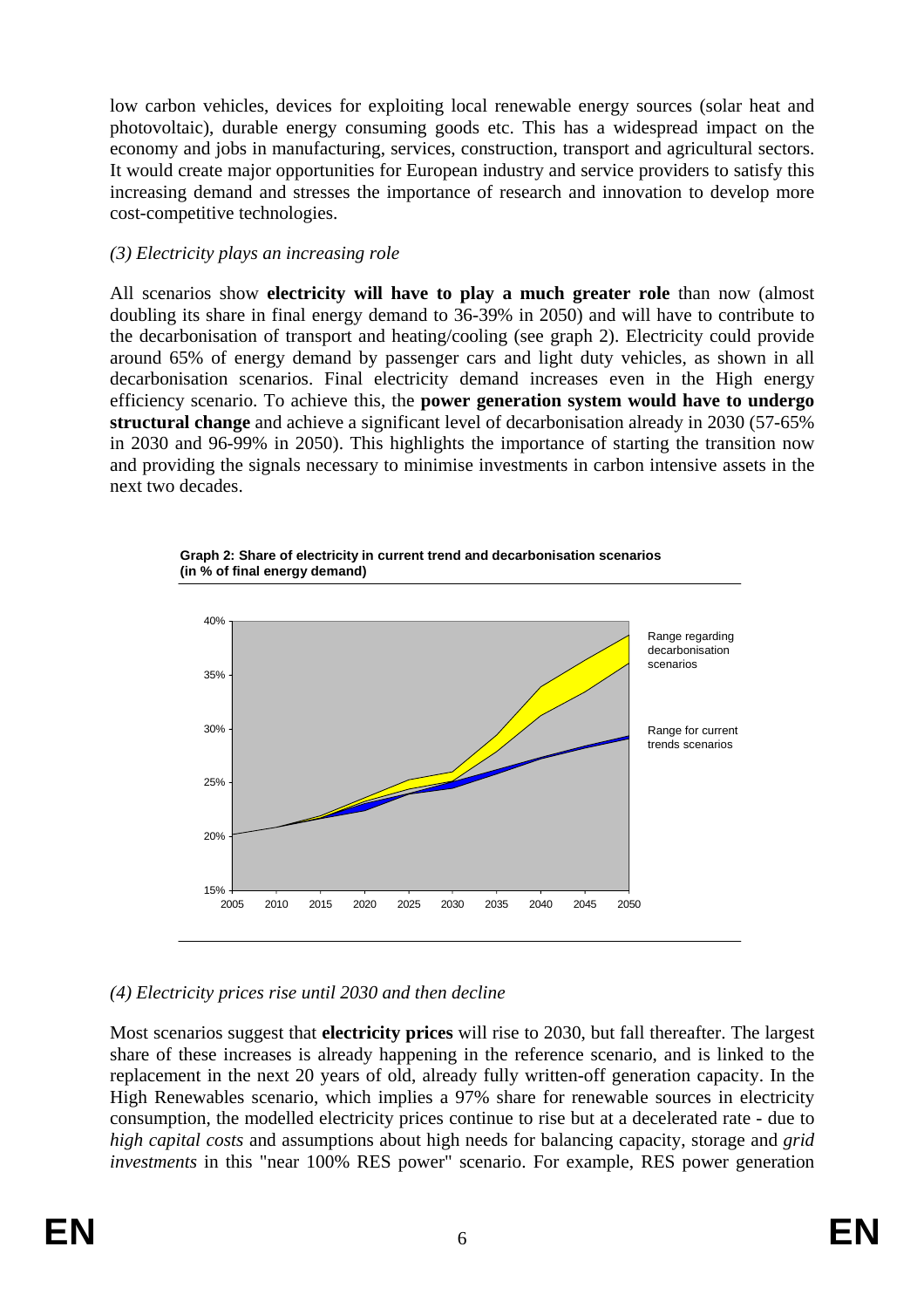low carbon vehicles, devices for exploiting local renewable energy sources (solar heat and photovoltaic), durable energy consuming goods etc. This has a widespread impact on the economy and jobs in manufacturing, services, construction, transport and agricultural sectors. It would create major opportunities for European industry and service providers to satisfy this increasing demand and stresses the importance of research and innovation to develop more cost-competitive technologies.

*(3) Electricity plays an increasing role*

All scenarios show **electricity will have to play a much greater role** than now (almost doubling its share in final energy demand to 36-39% in 2050) and will have to contribute to the decarbonisation of transport and heating/cooling (see graph 2). Electricity could provide around 65% of energy demand by passenger cars and light duty vehicles, as shown in all decarbonisation scenarios. Final electricity demand increases even in the High energy efficiency scenario. To achieve this, the **power generation system would have to undergo structural change** and achieve a significant level of decarbonisation already in 2030 (57-65% in 2030 and 96-99% in 2050). This highlights the importance of starting the transition now and providing the signals necessary to minimise investments in carbon intensive assets in the next two decades.

**Graph 2: Share of electricity in current trend and decarbonisation scenarios (in % of final energy demand)**

*(4) Electricity prices rise until 2030 and then decline*

Most scenarios suggest that **electricity prices** will rise to 2030, but fall thereafter. The largest share of these increases is already happening in the reference scenario, and is linked to the replacement in the next 20 years of old, already fully written-off generation capacity. In the High Renewables scenario, which implies a 97% share for renewable sources in electricity consumption, the modelled electricity prices continue to rise but at a decelerated rate - due to *high capital costs* and assumptions about high needs for balancing capacity, storage and *grid investments* in this "near 100% RES power" scenario. For example, RES power generation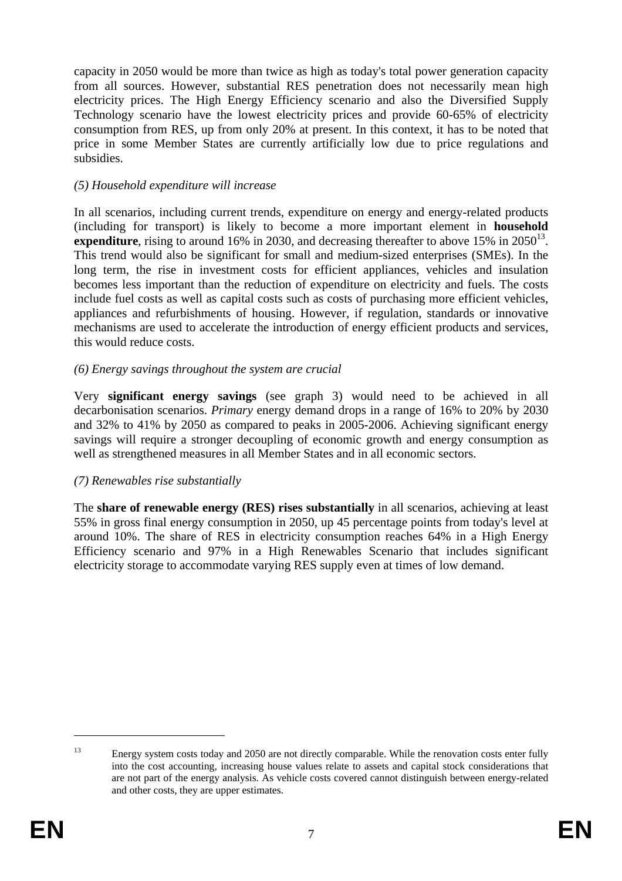capacity in 2050 would be more than twice as high as today's total power generation capacity from all sources. However, substantial RES penetration does not necessarily mean high electricity prices. The High Energy Efficiency scenario and also the Diversified Supply Technology scenario have the lowest electricity prices and provide 60-65% of electricity consumption from RES, up from only 20% at present. In this context, it has to be noted that price in some Member States are currently artificially low due to price regulations and subsidies.

*(5) Household expenditure will increase*

In all scenarios, including current trends, expenditure on energy and energy-related products (including for transport) is likely to become a more important element in **household expenditure**, rising to around 16% in 2030, and decreasing thereafter to above 15% in 2050[13]. This trend would also be significant for small and medium-sized enterprises (SMEs). In the long term, the rise in investment costs for efficient appliances, vehicles and insulation becomes less important than the reduction of expenditure on electricity and fuels. The costs include fuel costs as well as capital costs such as costs of purchasing more efficient vehicles, appliances and refurbishments of housing. However, if regulation, standards or innovative mechanisms are used to accelerate the introduction of energy efficient products and services, this would reduce costs.

*(6) Energy savings throughout the system are crucial*

Very **significant energy savings** (see graph 3) would need to be achieved in all decarbonisation scenarios. *Primary* energy demand drops in a range of 16% to 20% by 2030 and 32% to 41% by 2050 as compared to peaks in 2005-2006. Achieving significant energy savings will require a stronger decoupling of economic growth and energy consumption as well as strengthened measures in all Member States and in all economic sectors.

*(7) Renewables rise substantially*

The **share of renewable energy (RES) rises substantially** in all scenarios, achieving at least 55% in gross final energy consumption in 2050, up 45 percentage points from today's level at around 10%. The share of RES in electricity consumption reaches 64% in a High Energy Efficiency scenario and 97% in a High Renewables Scenario that includes significant electricity storage to accommodate varying RES supply even at times of low demand.

---

[13] Energy system costs today and 2050 are not directly comparable. While the renovation costs enter fully into the cost accounting, increasing house values relate to assets and capital stock considerations that are not part of the energy analysis. As vehicle costs covered cannot distinguish between energy-related and other costs, they are upper estimates.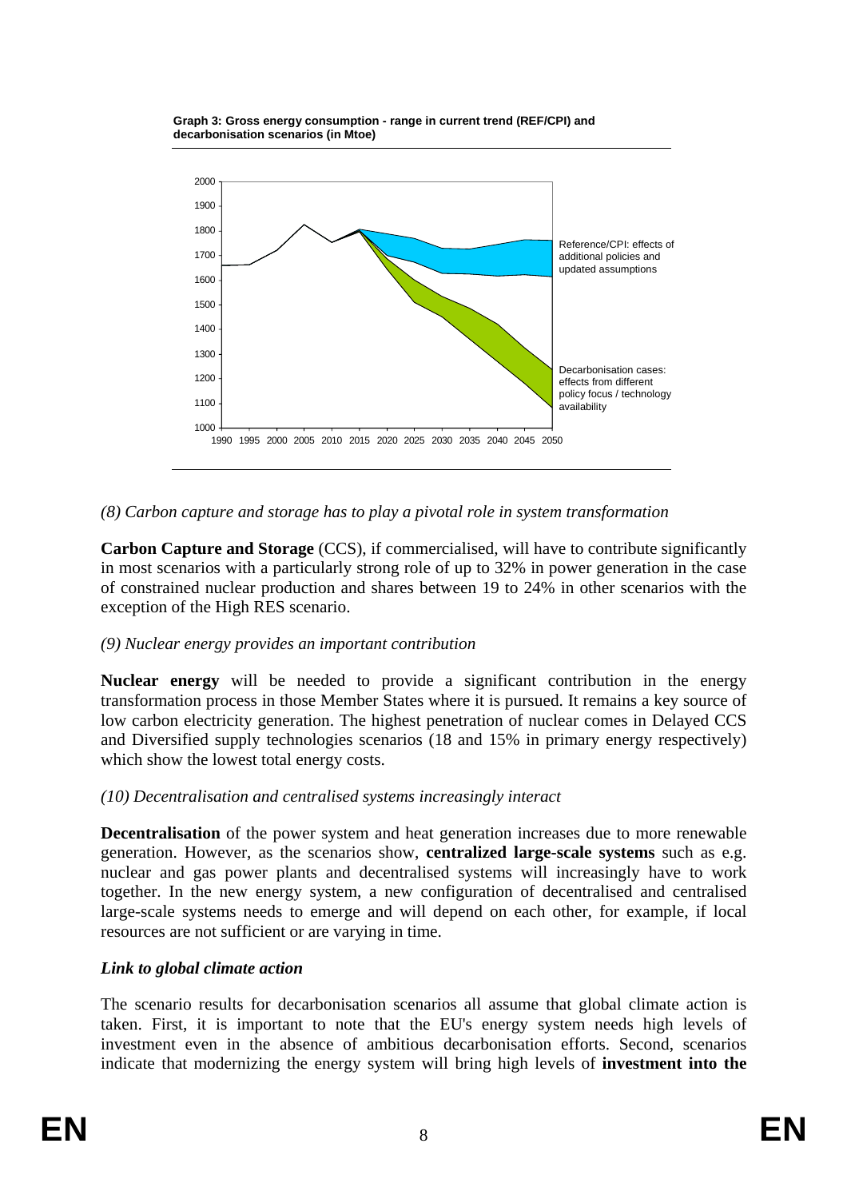**Graph 3: Gross energy consumption - range in current trend (REF/CPI) and decarbonisation scenarios (in Mtoe)**

*(8) Carbon capture and storage has to play a pivotal role in system transformation*

**Carbon Capture and Storage** (CCS), if commercialised, will have to contribute significantly in most scenarios with a particularly strong role of up to 32% in power generation in the case of constrained nuclear production and shares between 19 to 24% in other scenarios with the exception of the High RES scenario.

*(9) Nuclear energy provides an important contribution*

**Nuclear energy** will be needed to provide a significant contribution in the energy transformation process in those Member States where it is pursued. It remains a key source of low carbon electricity generation. The highest penetration of nuclear comes in Delayed CCS and Diversified supply technologies scenarios (18 and 15% in primary energy respectively) which show the lowest total energy costs.

*(10) Decentralisation and centralised systems increasingly interact*

**Decentralisation** of the power system and heat generation increases due to more renewable generation. However, as the scenarios show, **centralized large-scale systems** such as e.g. nuclear and gas power plants and decentralised systems will increasingly have to work together. In the new energy system, a new configuration of decentralised and centralised large-scale systems needs to emerge and will depend on each other, for example, if local resources are not sufficient or are varying in time.

***Link to global climate action***

The scenario results for decarbonisation scenarios all assume that global climate action is taken. First, it is important to note that the EU's energy system needs high levels of investment even in the absence of ambitious decarbonisation efforts. Second, scenarios indicate that modernizing the energy system will bring high levels of **investment into the**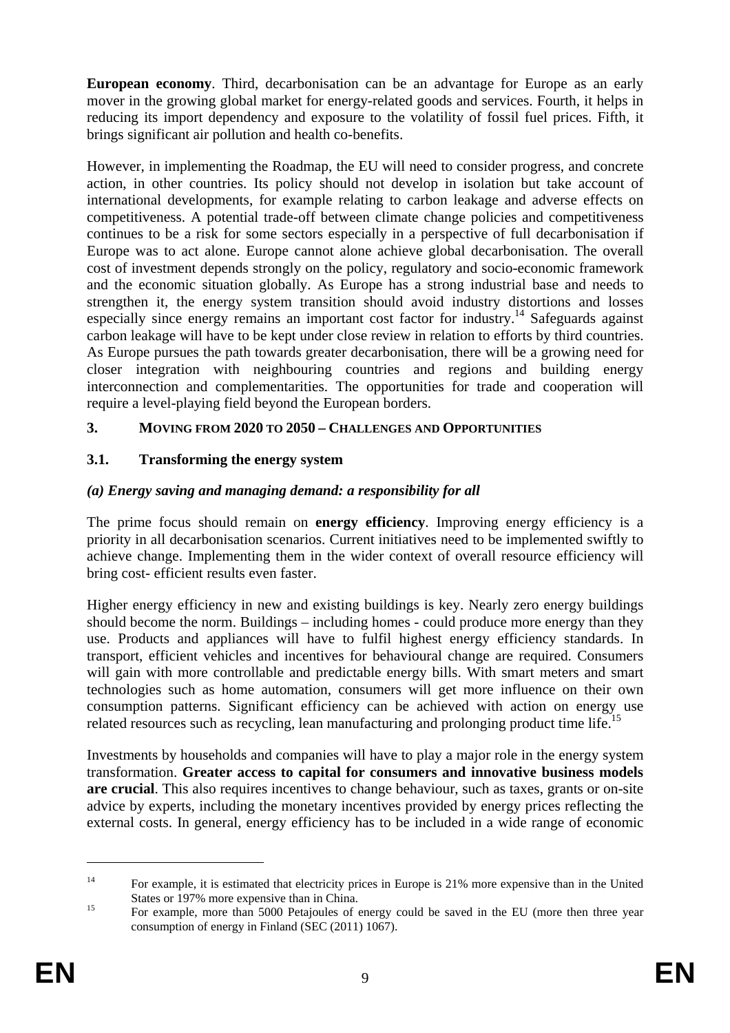**European economy**. Third, decarbonisation can be an advantage for Europe as an early mover in the growing global market for energy-related goods and services. Fourth, it helps in reducing its import dependency and exposure to the volatility of fossil fuel prices. Fifth, it brings significant air pollution and health co-benefits.

However, in implementing the Roadmap, the EU will need to consider progress, and concrete action, in other countries. Its policy should not develop in isolation but take account of international developments, for example relating to carbon leakage and adverse effects on competitiveness. A potential trade-off between climate change policies and competitiveness continues to be a risk for some sectors especially in a perspective of full decarbonisation if Europe was to act alone. Europe cannot alone achieve global decarbonisation. The overall cost of investment depends strongly on the policy, regulatory and socio-economic framework and the economic situation globally. As Europe has a strong industrial base and needs to strengthen it, the energy system transition should avoid industry distortions and losses especially since energy remains an important cost factor for industry.[14] Safeguards against carbon leakage will have to be kept under close review in relation to efforts by third countries. As Europe pursues the path towards greater decarbonisation, there will be a growing need for closer integration with neighbouring countries and regions and building energy interconnection and complementarities. The opportunities for trade and cooperation will require a level-playing field beyond the European borders.

## 3. MOVING FROM 2020 TO 2050 – CHALLENGES AND OPPORTUNITIES

### 3.1. Transforming the energy system

#### *(a) Energy saving and managing demand: a responsibility for all*

The prime focus should remain on **energy efficiency**. Improving energy efficiency is a priority in all decarbonisation scenarios. Current initiatives need to be implemented swiftly to achieve change. Implementing them in the wider context of overall resource efficiency will bring cost- efficient results even faster.

Higher energy efficiency in new and existing buildings is key. Nearly zero energy buildings should become the norm. Buildings – including homes - could produce more energy than they use. Products and appliances will have to fulfil highest energy efficiency standards. In transport, efficient vehicles and incentives for behavioural change are required. Consumers will gain with more controllable and predictable energy bills. With smart meters and smart technologies such as home automation, consumers will get more influence on their own consumption patterns. Significant efficiency can be achieved with action on energy use related resources such as recycling, lean manufacturing and prolonging product time life.[15]

Investments by households and companies will have to play a major role in the energy system transformation. **Greater access to capital for consumers and innovative business models are crucial**. This also requires incentives to change behaviour, such as taxes, grants or on-site advice by experts, including the monetary incentives provided by energy prices reflecting the external costs. In general, energy efficiency has to be included in a wide range of economic

---

[14] For example, it is estimated that electricity prices in Europe is 21% more expensive than in the United States or 197% more expensive than in China.

[15] For example, more than 5000 Petajoules of energy could be saved in the EU (more then three year consumption of energy in Finland (SEC (2011) 1067).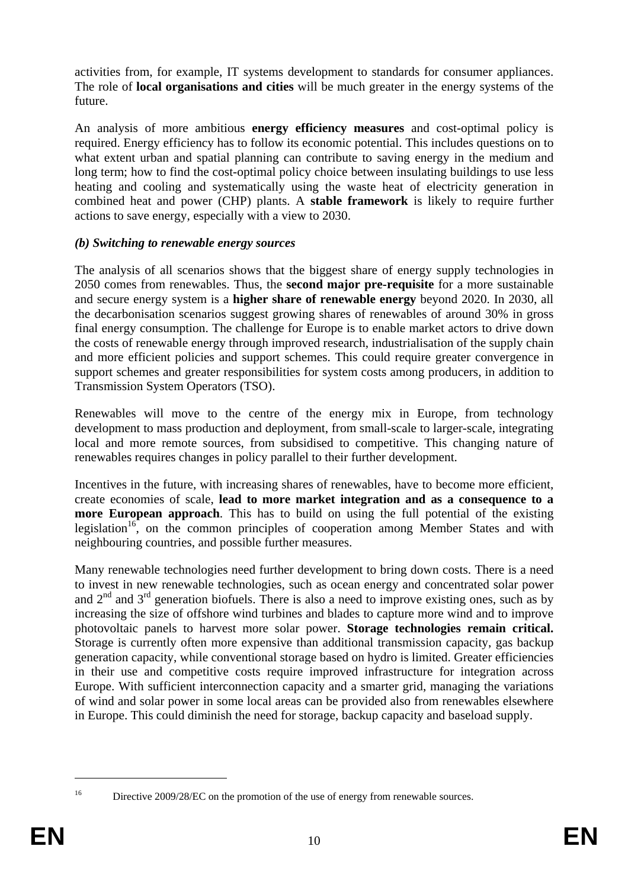activities from, for example, IT systems development to standards for consumer appliances. The role of **local organisations and cities** will be much greater in the energy systems of the future.

An analysis of more ambitious **energy efficiency measures** and cost-optimal policy is required. Energy efficiency has to follow its economic potential. This includes questions on to what extent urban and spatial planning can contribute to saving energy in the medium and long term; how to find the cost-optimal policy choice between insulating buildings to use less heating and cooling and systematically using the waste heat of electricity generation in combined heat and power (CHP) plants. A **stable framework** is likely to require further actions to save energy, especially with a view to 2030.

***(b) Switching to renewable energy sources***

The analysis of all scenarios shows that the biggest share of energy supply technologies in 2050 comes from renewables. Thus, the **second major pre-requisite** for a more sustainable and secure energy system is a **higher share of renewable energy** beyond 2020. In 2030, all the decarbonisation scenarios suggest growing shares of renewables of around 30% in gross final energy consumption. The challenge for Europe is to enable market actors to drive down the costs of renewable energy through improved research, industrialisation of the supply chain and more efficient policies and support schemes. This could require greater convergence in support schemes and greater responsibilities for system costs among producers, in addition to Transmission System Operators (TSO).

Renewables will move to the centre of the energy mix in Europe, from technology development to mass production and deployment, from small-scale to larger-scale, integrating local and more remote sources, from subsidised to competitive. This changing nature of renewables requires changes in policy parallel to their further development.

Incentives in the future, with increasing shares of renewables, have to become more efficient, create economies of scale, **lead to more market integration and as a consequence to a more European approach**. This has to build on using the full potential of the existing legislation[16], on the common principles of cooperation among Member States and with neighbouring countries, and possible further measures.

Many renewable technologies need further development to bring down costs. There is a need to invest in new renewable technologies, such as ocean energy and concentrated solar power and 2nd and 3rd generation biofuels. There is also a need to improve existing ones, such as by increasing the size of offshore wind turbines and blades to capture more wind and to improve photovoltaic panels to harvest more solar power. **Storage technologies remain critical.** Storage is currently often more expensive than additional transmission capacity, gas backup generation capacity, while conventional storage based on hydro is limited. Greater efficiencies in their use and competitive costs require improved infrastructure for integration across Europe. With sufficient interconnection capacity and a smarter grid, managing the variations of wind and solar power in some local areas can be provided also from renewables elsewhere in Europe. This could diminish the need for storage, backup capacity and baseload supply.

[16] Directive 2009/28/EC on the promotion of the use of energy from renewable sources.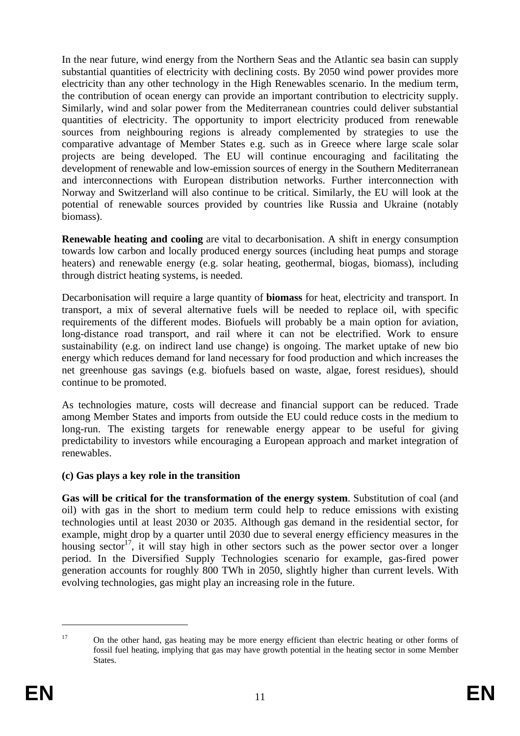In the near future, wind energy from the Northern Seas and the Atlantic sea basin can supply substantial quantities of electricity with declining costs. By 2050 wind power provides more electricity than any other technology in the High Renewables scenario. In the medium term, the contribution of ocean energy can provide an important contribution to electricity supply. Similarly, wind and solar power from the Mediterranean countries could deliver substantial quantities of electricity. The opportunity to import electricity produced from renewable sources from neighbouring regions is already complemented by strategies to use the comparative advantage of Member States e.g. such as in Greece where large scale solar projects are being developed. The EU will continue encouraging and facilitating the development of renewable and low-emission sources of energy in the Southern Mediterranean and interconnections with European distribution networks. Further interconnection with Norway and Switzerland will also continue to be critical. Similarly, the EU will look at the potential of renewable sources provided by countries like Russia and Ukraine (notably biomass).

**Renewable heating and cooling** are vital to decarbonisation. A shift in energy consumption towards low carbon and locally produced energy sources (including heat pumps and storage heaters) and renewable energy (e.g. solar heating, geothermal, biogas, biomass), including through district heating systems, is needed.

Decarbonisation will require a large quantity of **biomass** for heat, electricity and transport. In transport, a mix of several alternative fuels will be needed to replace oil, with specific requirements of the different modes. Biofuels will probably be a main option for aviation, long-distance road transport, and rail where it can not be electrified. Work to ensure sustainability (e.g. on indirect land use change) is ongoing. The market uptake of new bio energy which reduces demand for land necessary for food production and which increases the net greenhouse gas savings (e.g. biofuels based on waste, algae, forest residues), should continue to be promoted.

As technologies mature, costs will decrease and financial support can be reduced. Trade among Member States and imports from outside the EU could reduce costs in the medium to long-run. The existing targets for renewable energy appear to be useful for giving predictability to investors while encouraging a European approach and market integration of renewables.

### (c) Gas plays a key role in the transition

**Gas will be critical for the transformation of the energy system**. Substitution of coal (and oil) with gas in the short to medium term could help to reduce emissions with existing technologies until at least 2030 or 2035. Although gas demand in the residential sector, for example, might drop by a quarter until 2030 due to several energy efficiency measures in the housing sector[17], it will stay high in other sectors such as the power sector over a longer period. In the Diversified Supply Technologies scenario for example, gas-fired power generation accounts for roughly 800 TWh in 2050, slightly higher than current levels. With evolving technologies, gas might play an increasing role in the future.

---

[17] On the other hand, gas heating may be more energy efficient than electric heating or other forms of fossil fuel heating, implying that gas may have growth potential in the heating sector in some Member States.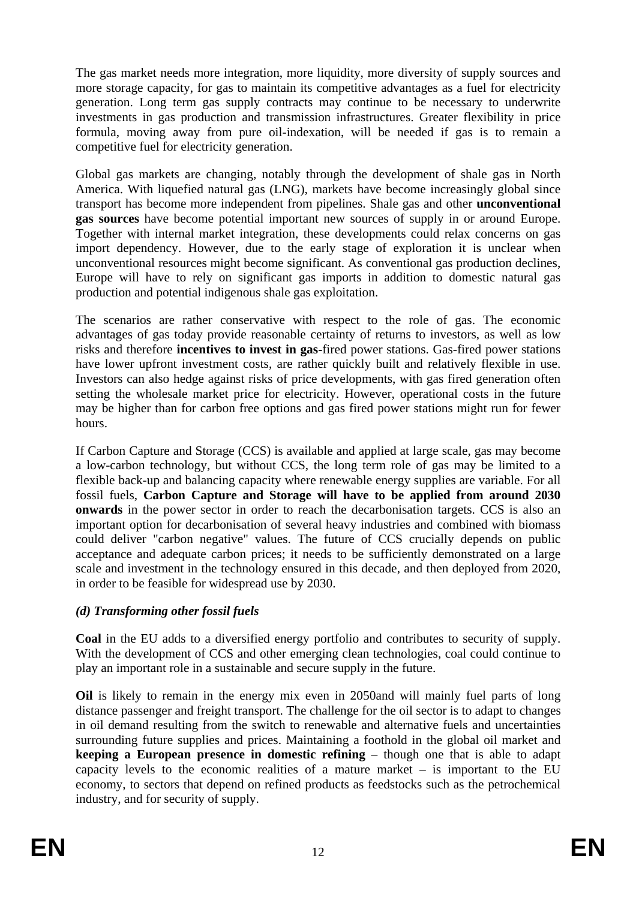The gas market needs more integration, more liquidity, more diversity of supply sources and more storage capacity, for gas to maintain its competitive advantages as a fuel for electricity generation. Long term gas supply contracts may continue to be necessary to underwrite investments in gas production and transmission infrastructures. Greater flexibility in price formula, moving away from pure oil-indexation, will be needed if gas is to remain a competitive fuel for electricity generation.

Global gas markets are changing, notably through the development of shale gas in North America. With liquefied natural gas (LNG), markets have become increasingly global since transport has become more independent from pipelines. Shale gas and other **unconventional gas sources** have become potential important new sources of supply in or around Europe. Together with internal market integration, these developments could relax concerns on gas import dependency. However, due to the early stage of exploration it is unclear when unconventional resources might become significant. As conventional gas production declines, Europe will have to rely on significant gas imports in addition to domestic natural gas production and potential indigenous shale gas exploitation.

The scenarios are rather conservative with respect to the role of gas. The economic advantages of gas today provide reasonable certainty of returns to investors, as well as low risks and therefore **incentives to invest in gas**-fired power stations. Gas-fired power stations have lower upfront investment costs, are rather quickly built and relatively flexible in use. Investors can also hedge against risks of price developments, with gas fired generation often setting the wholesale market price for electricity. However, operational costs in the future may be higher than for carbon free options and gas fired power stations might run for fewer hours.

If Carbon Capture and Storage (CCS) is available and applied at large scale, gas may become a low-carbon technology, but without CCS, the long term role of gas may be limited to a flexible back-up and balancing capacity where renewable energy supplies are variable. For all fossil fuels, **Carbon Capture and Storage will have to be applied from around 2030 onwards** in the power sector in order to reach the decarbonisation targets. CCS is also an important option for decarbonisation of several heavy industries and combined with biomass could deliver "carbon negative" values. The future of CCS crucially depends on public acceptance and adequate carbon prices; it needs to be sufficiently demonstrated on a large scale and investment in the technology ensured in this decade, and then deployed from 2020, in order to be feasible for widespread use by 2030.

### *(d) Transforming other fossil fuels*

**Coal** in the EU adds to a diversified energy portfolio and contributes to security of supply. With the development of CCS and other emerging clean technologies, coal could continue to play an important role in a sustainable and secure supply in the future.

**Oil** is likely to remain in the energy mix even in 2050and will mainly fuel parts of long distance passenger and freight transport. The challenge for the oil sector is to adapt to changes in oil demand resulting from the switch to renewable and alternative fuels and uncertainties surrounding future supplies and prices. Maintaining a foothold in the global oil market and **keeping a European presence in domestic refining** – though one that is able to adapt capacity levels to the economic realities of a mature market – is important to the EU economy, to sectors that depend on refined products as feedstocks such as the petrochemical industry, and for security of supply.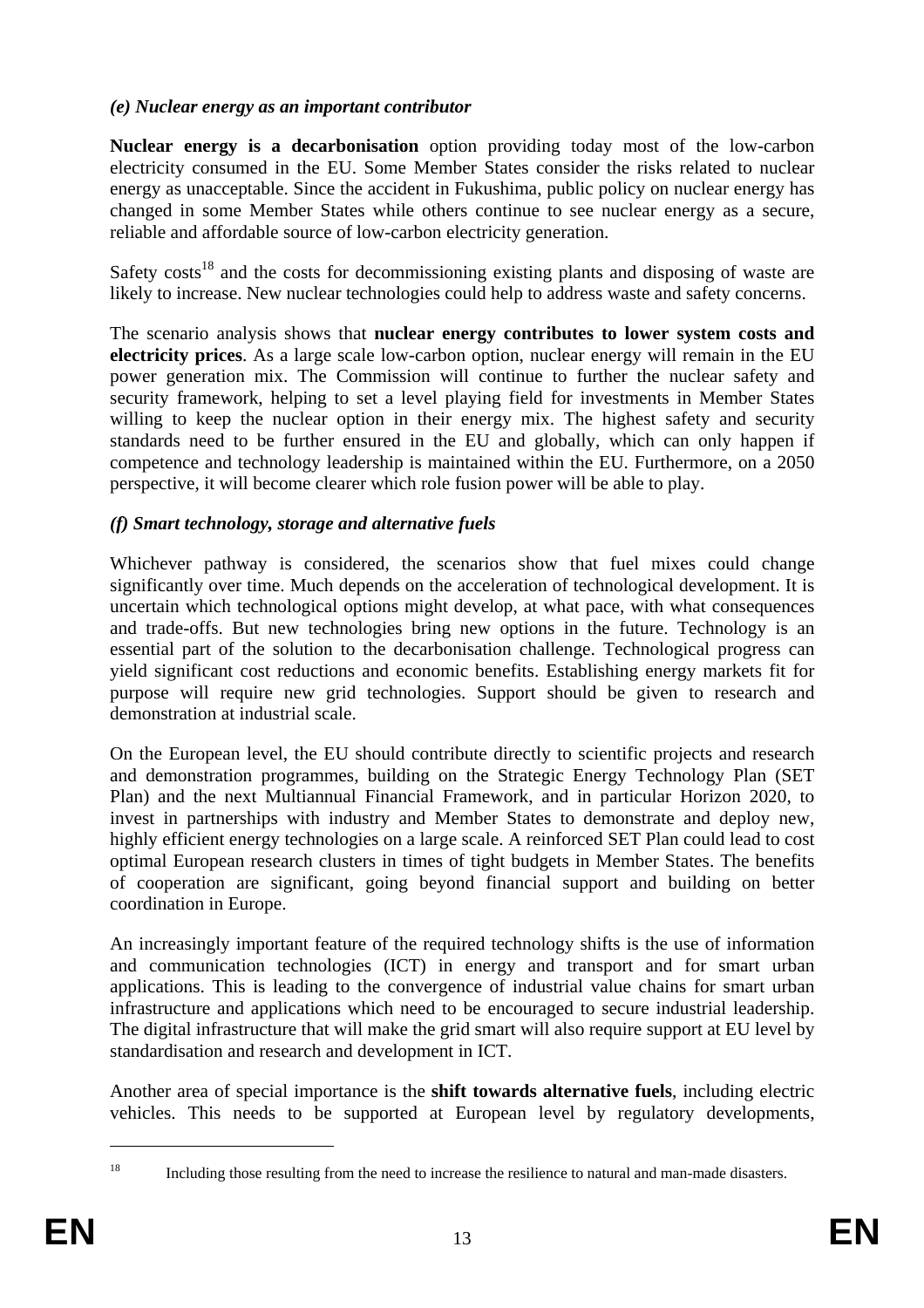### *(e) Nuclear energy as an important contributor*

**Nuclear energy is a decarbonisation** option providing today most of the low-carbon electricity consumed in the EU. Some Member States consider the risks related to nuclear energy as unacceptable. Since the accident in Fukushima, public policy on nuclear energy has changed in some Member States while others continue to see nuclear energy as a secure, reliable and affordable source of low-carbon electricity generation.

Safety costs[18] and the costs for decommissioning existing plants and disposing of waste are likely to increase. New nuclear technologies could help to address waste and safety concerns.

The scenario analysis shows that **nuclear energy contributes to lower system costs and electricity prices**. As a large scale low-carbon option, nuclear energy will remain in the EU power generation mix. The Commission will continue to further the nuclear safety and security framework, helping to set a level playing field for investments in Member States willing to keep the nuclear option in their energy mix. The highest safety and security standards need to be further ensured in the EU and globally, which can only happen if competence and technology leadership is maintained within the EU. Furthermore, on a 2050 perspective, it will become clearer which role fusion power will be able to play.

### *(f) Smart technology, storage and alternative fuels*

Whichever pathway is considered, the scenarios show that fuel mixes could change significantly over time. Much depends on the acceleration of technological development. It is uncertain which technological options might develop, at what pace, with what consequences and trade-offs. But new technologies bring new options in the future. Technology is an essential part of the solution to the decarbonisation challenge. Technological progress can yield significant cost reductions and economic benefits. Establishing energy markets fit for purpose will require new grid technologies. Support should be given to research and demonstration at industrial scale.

On the European level, the EU should contribute directly to scientific projects and research and demonstration programmes, building on the Strategic Energy Technology Plan (SET Plan) and the next Multiannual Financial Framework, and in particular Horizon 2020, to invest in partnerships with industry and Member States to demonstrate and deploy new, highly efficient energy technologies on a large scale. A reinforced SET Plan could lead to cost optimal European research clusters in times of tight budgets in Member States. The benefits of cooperation are significant, going beyond financial support and building on better coordination in Europe.

An increasingly important feature of the required technology shifts is the use of information and communication technologies (ICT) in energy and transport and for smart urban applications. This is leading to the convergence of industrial value chains for smart urban infrastructure and applications which need to be encouraged to secure industrial leadership. The digital infrastructure that will make the grid smart will also require support at EU level by standardisation and research and development in ICT.

Another area of special importance is the **shift towards alternative fuels**, including electric vehicles. This needs to be supported at European level by regulatory developments,

---

[18] Including those resulting from the need to increase the resilience to natural and man-made disasters.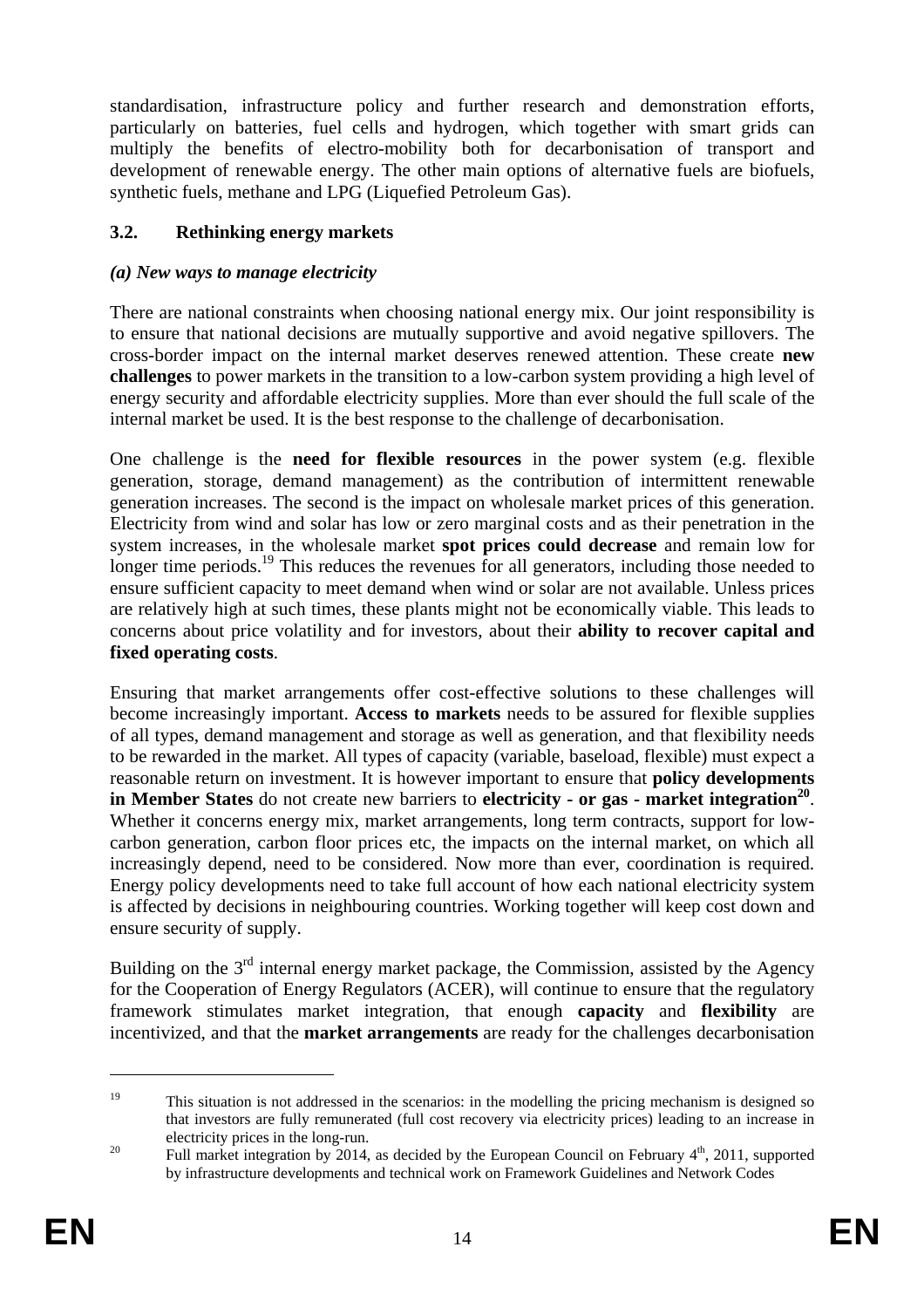standardisation, infrastructure policy and further research and demonstration efforts, particularly on batteries, fuel cells and hydrogen, which together with smart grids can multiply the benefits of electro-mobility both for decarbonisation of transport and development of renewable energy. The other main options of alternative fuels are biofuels, synthetic fuels, methane and LPG (Liquefied Petroleum Gas).

## 3.2. Rethinking energy markets

### *(a) New ways to manage electricity*

There are national constraints when choosing national energy mix. Our joint responsibility is to ensure that national decisions are mutually supportive and avoid negative spillovers. The cross-border impact on the internal market deserves renewed attention. These create **new challenges** to power markets in the transition to a low-carbon system providing a high level of energy security and affordable electricity supplies. More than ever should the full scale of the internal market be used. It is the best response to the challenge of decarbonisation.

One challenge is the **need for flexible resources** in the power system (e.g. flexible generation, storage, demand management) as the contribution of intermittent renewable generation increases. The second is the impact on wholesale market prices of this generation. Electricity from wind and solar has low or zero marginal costs and as their penetration in the system increases, in the wholesale market **spot prices could decrease** and remain low for longer time periods.[19] This reduces the revenues for all generators, including those needed to ensure sufficient capacity to meet demand when wind or solar are not available. Unless prices are relatively high at such times, these plants might not be economically viable. This leads to concerns about price volatility and for investors, about their **ability to recover capital and fixed operating costs**.

Ensuring that market arrangements offer cost-effective solutions to these challenges will become increasingly important. **Access to markets** needs to be assured for flexible supplies of all types, demand management and storage as well as generation, and that flexibility needs to be rewarded in the market. All types of capacity (variable, baseload, flexible) must expect a reasonable return on investment. It is however important to ensure that **policy developments in Member States** do not create new barriers to **electricity - or gas - market integration**[20]. Whether it concerns energy mix, market arrangements, long term contracts, support for low-carbon generation, carbon floor prices etc, the impacts on the internal market, on which all increasingly depend, need to be considered. Now more than ever, coordination is required. Energy policy developments need to take full account of how each national electricity system is affected by decisions in neighbouring countries. Working together will keep cost down and ensure security of supply.

Building on the 3rd internal energy market package, the Commission, assisted by the Agency for the Cooperation of Energy Regulators (ACER), will continue to ensure that the regulatory framework stimulates market integration, that enough **capacity** and **flexibility** are incentivized, and that the **market arrangements** are ready for the challenges decarbonisation

---

[19] This situation is not addressed in the scenarios: in the modelling the pricing mechanism is designed so that investors are fully remunerated (full cost recovery via electricity prices) leading to an increase in electricity prices in the long-run.

[20] Full market integration by 2014, as decided by the European Council on February 4th, 2011, supported by infrastructure developments and technical work on Framework Guidelines and Network Codes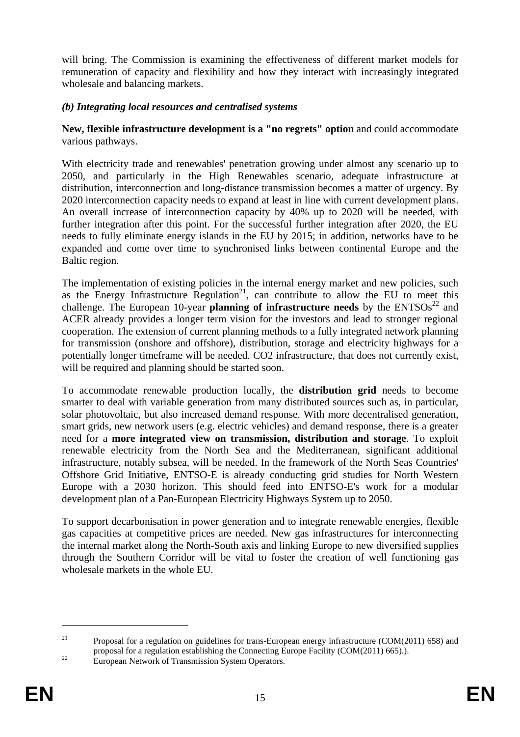will bring. The Commission is examining the effectiveness of different market models for remuneration of capacity and flexibility and how they interact with increasingly integrated wholesale and balancing markets.

### *(b) Integrating local resources and centralised systems*

**New, flexible infrastructure development is a "no regrets" option** and could accommodate various pathways.

With electricity trade and renewables' penetration growing under almost any scenario up to 2050, and particularly in the High Renewables scenario, adequate infrastructure at distribution, interconnection and long-distance transmission becomes a matter of urgency. By 2020 interconnection capacity needs to expand at least in line with current development plans. An overall increase of interconnection capacity by 40% up to 2020 will be needed, with further integration after this point. For the successful further integration after 2020, the EU needs to fully eliminate energy islands in the EU by 2015; in addition, networks have to be expanded and come over time to synchronised links between continental Europe and the Baltic region.

The implementation of existing policies in the internal energy market and new policies, such as the Energy Infrastructure Regulation[21], can contribute to allow the EU to meet this challenge. The European 10-year **planning of infrastructure needs** by the ENTSOs[22] and ACER already provides a longer term vision for the investors and lead to stronger regional cooperation. The extension of current planning methods to a fully integrated network planning for transmission (onshore and offshore), distribution, storage and electricity highways for a potentially longer timeframe will be needed. $CO_2$ infrastructure, that does not currently exist, will be required and planning should be started soon.

To accommodate renewable production locally, the **distribution grid** needs to become smarter to deal with variable generation from many distributed sources such as, in particular, solar photovoltaic, but also increased demand response. With more decentralised generation, smart grids, new network users (e.g. electric vehicles) and demand response, there is a greater need for a **more integrated view on transmission, distribution and storage**. To exploit renewable electricity from the North Sea and the Mediterranean, significant additional infrastructure, notably subsea, will be needed. In the framework of the North Seas Countries' Offshore Grid Initiative, ENTSO-E is already conducting grid studies for North Western Europe with a 2030 horizon. This should feed into ENTSO-E's work for a modular development plan of a Pan-European Electricity Highways System up to 2050.

To support decarbonisation in power generation and to integrate renewable energies, flexible gas capacities at competitive prices are needed. New gas infrastructures for interconnecting the internal market along the North-South axis and linking Europe to new diversified supplies through the Southern Corridor will be vital to foster the creation of well functioning gas wholesale markets in the whole EU.

---

[21] Proposal for a regulation on guidelines for trans-European energy infrastructure (COM(2011) 658) and proposal for a regulation establishing the Connecting Europe Facility (COM(2011) 665).).

[22] European Network of Transmission System Operators.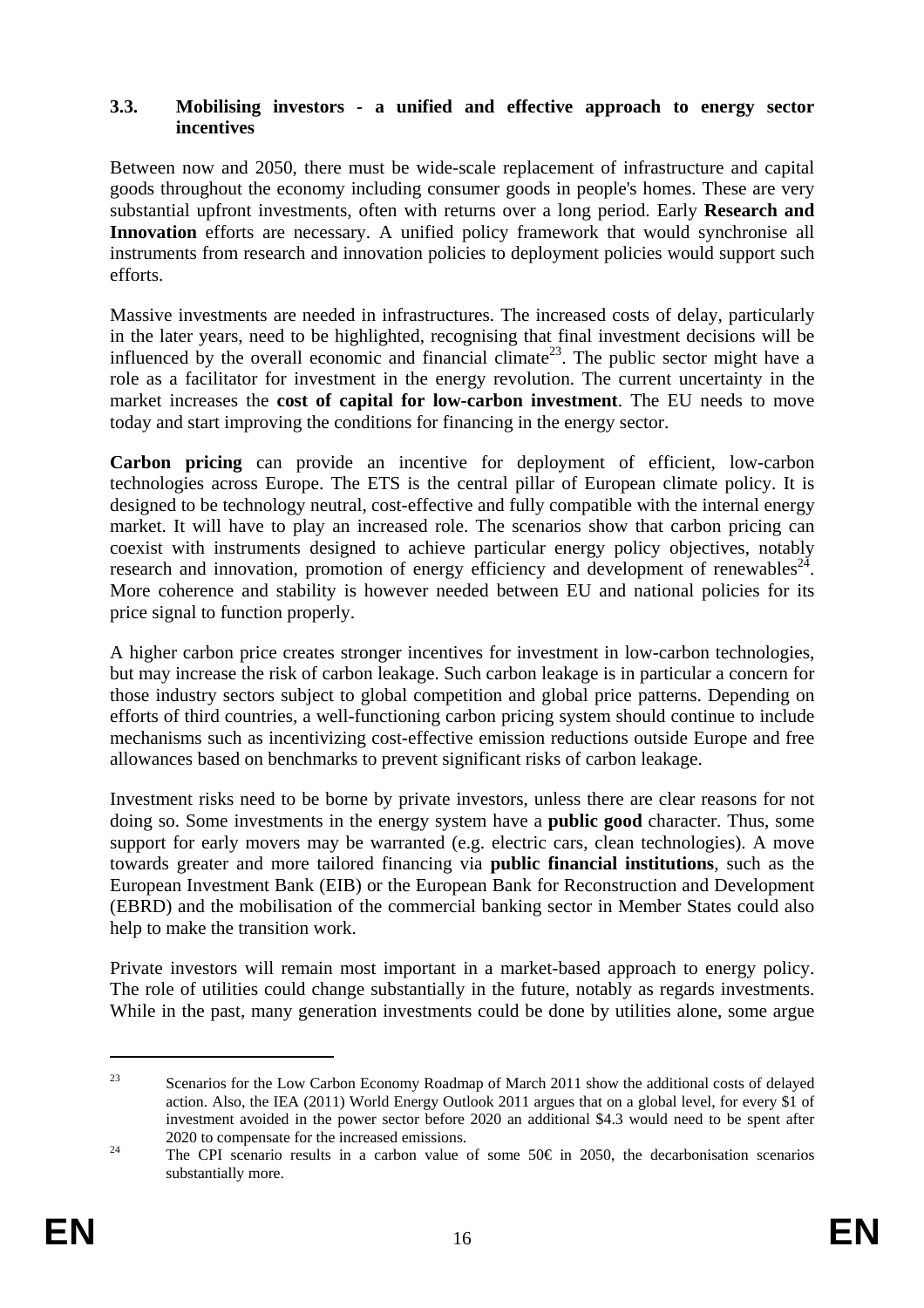### 3.3. Mobilising investors - a unified and effective approach to energy sector incentives

Between now and 2050, there must be wide-scale replacement of infrastructure and capital goods throughout the economy including consumer goods in people's homes. These are very substantial upfront investments, often with returns over a long period. Early **Research and Innovation** efforts are necessary. A unified policy framework that would synchronise all instruments from research and innovation policies to deployment policies would support such efforts.

Massive investments are needed in infrastructures. The increased costs of delay, particularly in the later years, need to be highlighted, recognising that final investment decisions will be influenced by the overall economic and financial climate[23]. The public sector might have a role as a facilitator for investment in the energy revolution. The current uncertainty in the market increases the **cost of capital for low-carbon investment**. The EU needs to move today and start improving the conditions for financing in the energy sector.

**Carbon pricing** can provide an incentive for deployment of efficient, low-carbon technologies across Europe. The ETS is the central pillar of European climate policy. It is designed to be technology neutral, cost-effective and fully compatible with the internal energy market. It will have to play an increased role. The scenarios show that carbon pricing can coexist with instruments designed to achieve particular energy policy objectives, notably research and innovation, promotion of energy efficiency and development of renewables[24]. More coherence and stability is however needed between EU and national policies for its price signal to function properly.

A higher carbon price creates stronger incentives for investment in low-carbon technologies, but may increase the risk of carbon leakage. Such carbon leakage is in particular a concern for those industry sectors subject to global competition and global price patterns. Depending on efforts of third countries, a well-functioning carbon pricing system should continue to include mechanisms such as incentivizing cost-effective emission reductions outside Europe and free allowances based on benchmarks to prevent significant risks of carbon leakage.

Investment risks need to be borne by private investors, unless there are clear reasons for not doing so. Some investments in the energy system have a **public good** character. Thus, some support for early movers may be warranted (e.g. electric cars, clean technologies). A move towards greater and more tailored financing via **public financial institutions**, such as the European Investment Bank (EIB) or the European Bank for Reconstruction and Development (EBRD) and the mobilisation of the commercial banking sector in Member States could also help to make the transition work.

Private investors will remain most important in a market-based approach to energy policy. The role of utilities could change substantially in the future, notably as regards investments. While in the past, many generation investments could be done by utilities alone, some argue

---

[23] Scenarios for the Low Carbon Economy Roadmap of March 2011 show the additional costs of delayed action. Also, the IEA (2011) World Energy Outlook 2011 argues that on a global level, for every \$1 of investment avoided in the power sector before 2020 an additional \$4.3 would need to be spent after 2020 to compensate for the increased emissions.

[24] The CPI scenario results in a carbon value of some 50€ in 2050, the decarbonisation scenarios substantially more.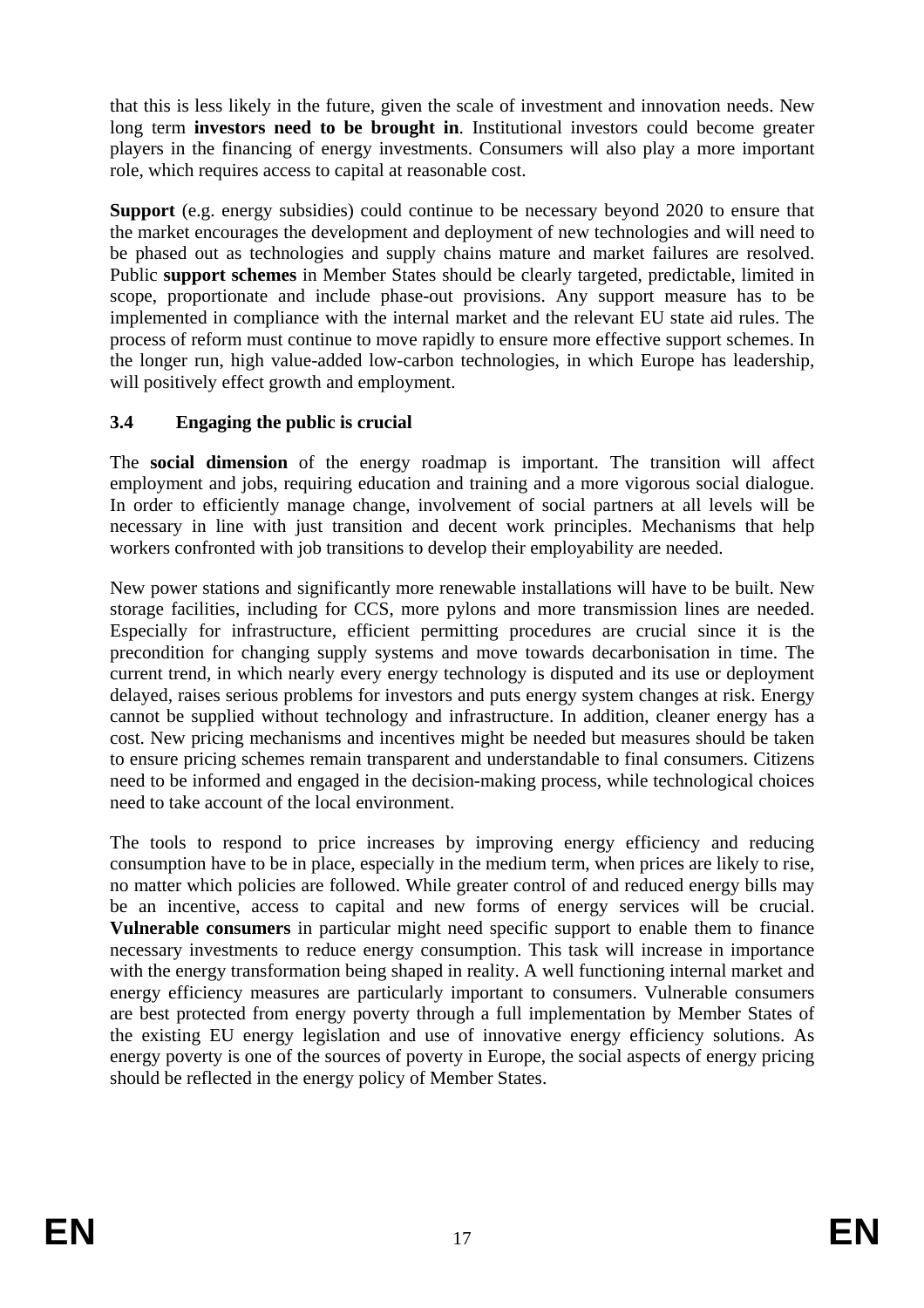that this is less likely in the future, given the scale of investment and innovation needs. New long term **investors need to be brought in**. Institutional investors could become greater players in the financing of energy investments. Consumers will also play a more important role, which requires access to capital at reasonable cost.

**Support** (e.g. energy subsidies) could continue to be necessary beyond 2020 to ensure that the market encourages the development and deployment of new technologies and will need to be phased out as technologies and supply chains mature and market failures are resolved. Public **support schemes** in Member States should be clearly targeted, predictable, limited in scope, proportionate and include phase-out provisions. Any support measure has to be implemented in compliance with the internal market and the relevant EU state aid rules. The process of reform must continue to move rapidly to ensure more effective support schemes. In the longer run, high value-added low-carbon technologies, in which Europe has leadership, will positively effect growth and employment.

### 3.4 Engaging the public is crucial

The **social dimension** of the energy roadmap is important. The transition will affect employment and jobs, requiring education and training and a more vigorous social dialogue. In order to efficiently manage change, involvement of social partners at all levels will be necessary in line with just transition and decent work principles. Mechanisms that help workers confronted with job transitions to develop their employability are needed.

New power stations and significantly more renewable installations will have to be built. New storage facilities, including for CCS, more pylons and more transmission lines are needed. Especially for infrastructure, efficient permitting procedures are crucial since it is the precondition for changing supply systems and move towards decarbonisation in time. The current trend, in which nearly every energy technology is disputed and its use or deployment delayed, raises serious problems for investors and puts energy system changes at risk. Energy cannot be supplied without technology and infrastructure. In addition, cleaner energy has a cost. New pricing mechanisms and incentives might be needed but measures should be taken to ensure pricing schemes remain transparent and understandable to final consumers. Citizens need to be informed and engaged in the decision-making process, while technological choices need to take account of the local environment.

The tools to respond to price increases by improving energy efficiency and reducing consumption have to be in place, especially in the medium term, when prices are likely to rise, no matter which policies are followed. While greater control of and reduced energy bills may be an incentive, access to capital and new forms of energy services will be crucial. **Vulnerable consumers** in particular might need specific support to enable them to finance necessary investments to reduce energy consumption. This task will increase in importance with the energy transformation being shaped in reality. A well functioning internal market and energy efficiency measures are particularly important to consumers. Vulnerable consumers are best protected from energy poverty through a full implementation by Member States of the existing EU energy legislation and use of innovative energy efficiency solutions. As energy poverty is one of the sources of poverty in Europe, the social aspects of energy pricing should be reflected in the energy policy of Member States.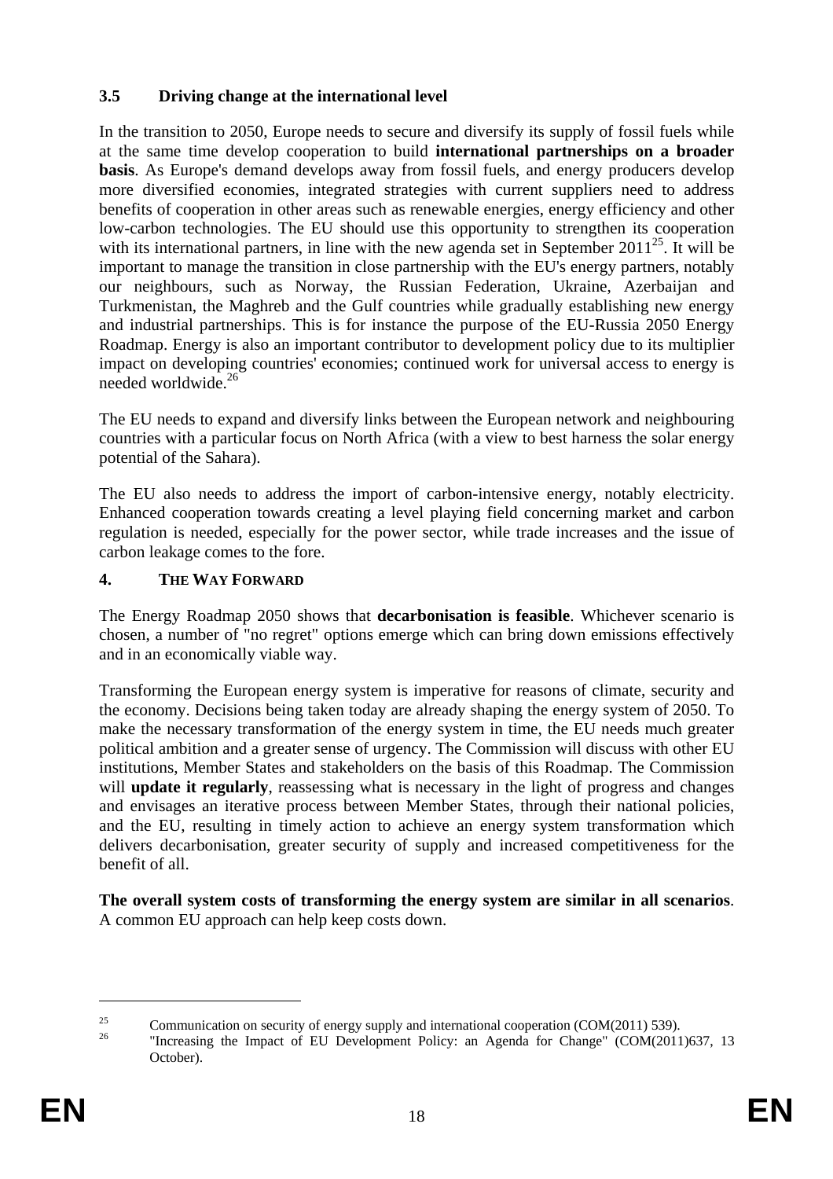### 3.5 Driving change at the international level

In the transition to 2050, Europe needs to secure and diversify its supply of fossil fuels while at the same time develop cooperation to build **international partnerships on a broader basis**. As Europe's demand develops away from fossil fuels, and energy producers develop more diversified economies, integrated strategies with current suppliers need to address benefits of cooperation in other areas such as renewable energies, energy efficiency and other low-carbon technologies. The EU should use this opportunity to strengthen its cooperation with its international partners, in line with the new agenda set in September 2011[25]. It will be important to manage the transition in close partnership with the EU's energy partners, notably our neighbours, such as Norway, the Russian Federation, Ukraine, Azerbaijan and Turkmenistan, the Maghreb and the Gulf countries while gradually establishing new energy and industrial partnerships. This is for instance the purpose of the EU-Russia 2050 Energy Roadmap. Energy is also an important contributor to development policy due to its multiplier impact on developing countries' economies; continued work for universal access to energy is needed worldwide.[26]

The EU needs to expand and diversify links between the European network and neighbouring countries with a particular focus on North Africa (with a view to best harness the solar energy potential of the Sahara).

The EU also needs to address the import of carbon-intensive energy, notably electricity. Enhanced cooperation towards creating a level playing field concerning market and carbon regulation is needed, especially for the power sector, while trade increases and the issue of carbon leakage comes to the fore.

## 4. THE WAY FORWARD

The Energy Roadmap 2050 shows that **decarbonisation is feasible**. Whichever scenario is chosen, a number of "no regret" options emerge which can bring down emissions effectively and in an economically viable way.

Transforming the European energy system is imperative for reasons of climate, security and the economy. Decisions being taken today are already shaping the energy system of 2050. To make the necessary transformation of the energy system in time, the EU needs much greater political ambition and a greater sense of urgency. The Commission will discuss with other EU institutions, Member States and stakeholders on the basis of this Roadmap. The Commission will **update it regularly**, reassessing what is necessary in the light of progress and changes and envisages an iterative process between Member States, through their national policies, and the EU, resulting in timely action to achieve an energy system transformation which delivers decarbonisation, greater security of supply and increased competitiveness for the benefit of all.

**The overall system costs of transforming the energy system are similar in all scenarios**. A common EU approach can help keep costs down.

---

[25] Communication on security of energy supply and international cooperation (COM(2011) 539).

[26] "Increasing the Impact of EU Development Policy: an Agenda for Change" (COM(2011)637, 13 October).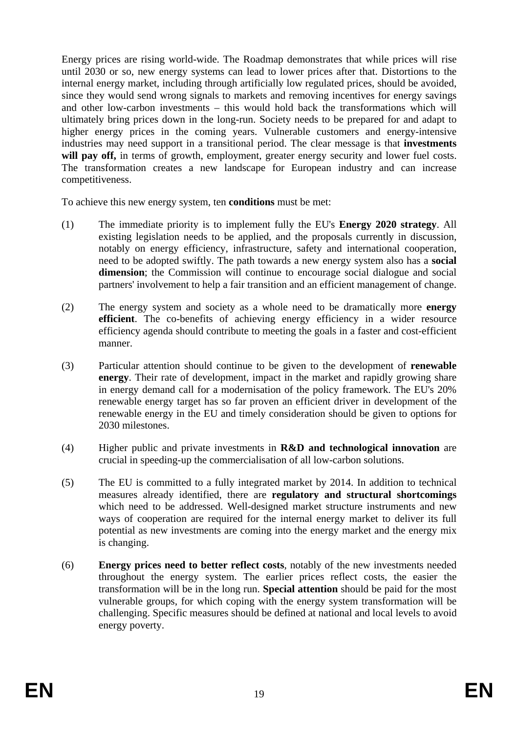Energy prices are rising world-wide. The Roadmap demonstrates that while prices will rise until 2030 or so, new energy systems can lead to lower prices after that. Distortions to the internal energy market, including through artificially low regulated prices, should be avoided, since they would send wrong signals to markets and removing incentives for energy savings and other low-carbon investments – this would hold back the transformations which will ultimately bring prices down in the long-run. Society needs to be prepared for and adapt to higher energy prices in the coming years. Vulnerable customers and energy-intensive industries may need support in a transitional period. The clear message is that **investments will pay off,** in terms of growth, employment, greater energy security and lower fuel costs. The transformation creates a new landscape for European industry and can increase competitiveness.

To achieve this new energy system, ten **conditions** must be met:

(1) The immediate priority is to implement fully the EU's **Energy 2020 strategy**. All existing legislation needs to be applied, and the proposals currently in discussion, notably on energy efficiency, infrastructure, safety and international cooperation, need to be adopted swiftly. The path towards a new energy system also has a **social dimension**; the Commission will continue to encourage social dialogue and social partners' involvement to help a fair transition and an efficient management of change.

(2) The energy system and society as a whole need to be dramatically more **energy efficient**. The co-benefits of achieving energy efficiency in a wider resource efficiency agenda should contribute to meeting the goals in a faster and cost-efficient manner.

(3) Particular attention should continue to be given to the development of **renewable energy**. Their rate of development, impact in the market and rapidly growing share in energy demand call for a modernisation of the policy framework. The EU's 20% renewable energy target has so far proven an efficient driver in development of the renewable energy in the EU and timely consideration should be given to options for 2030 milestones.

(4) Higher public and private investments in **R&D and technological innovation** are crucial in speeding-up the commercialisation of all low-carbon solutions.

(5) The EU is committed to a fully integrated market by 2014. In addition to technical measures already identified, there are **regulatory and structural shortcomings** which need to be addressed. Well-designed market structure instruments and new ways of cooperation are required for the internal energy market to deliver its full potential as new investments are coming into the energy market and the energy mix is changing.

(6) **Energy prices need to better reflect costs**, notably of the new investments needed throughout the energy system. The earlier prices reflect costs, the easier the transformation will be in the long run. **Special attention** should be paid for the most vulnerable groups, for which coping with the energy system transformation will be challenging. Specific measures should be defined at national and local levels to avoid energy poverty.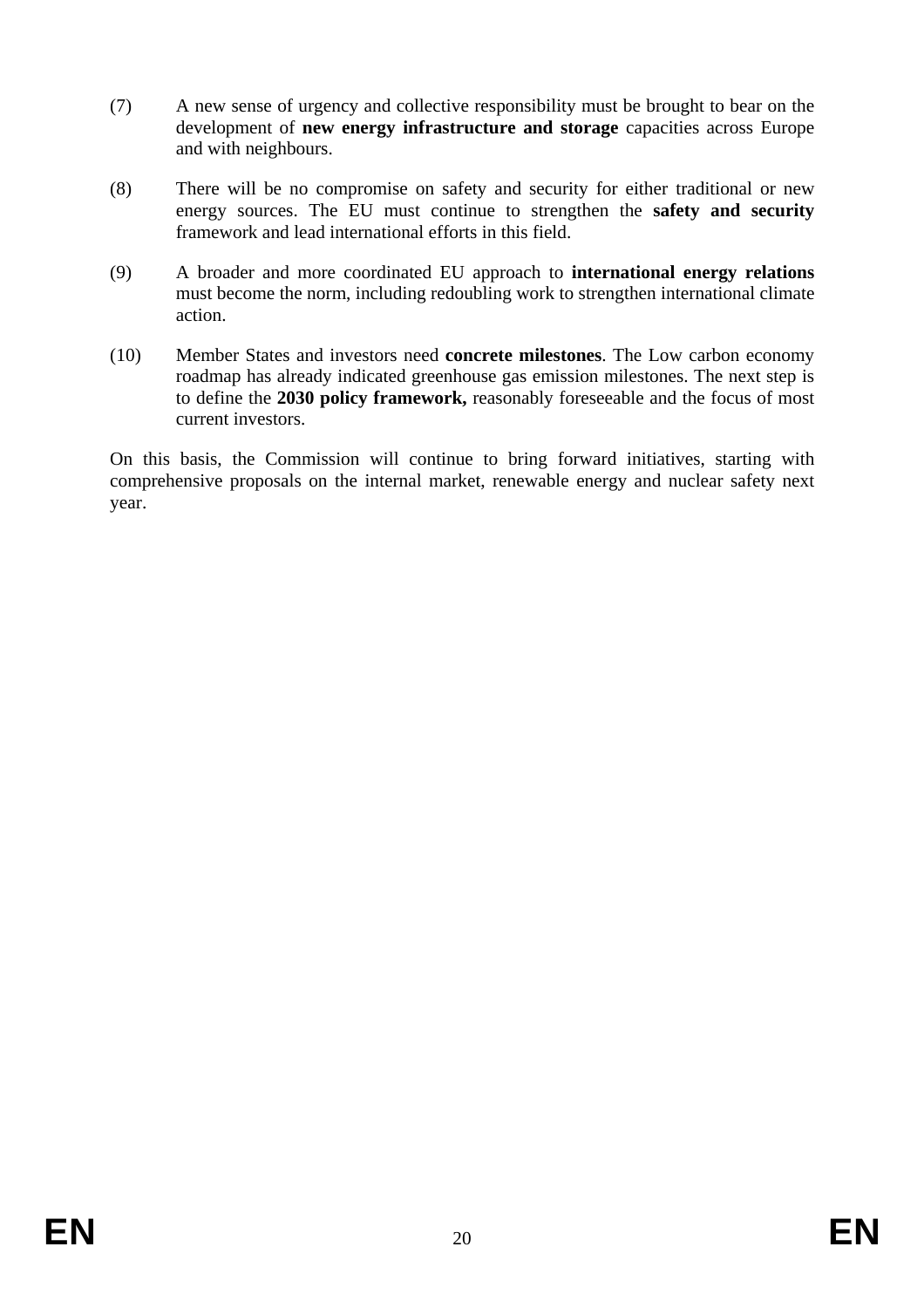(7) A new sense of urgency and collective responsibility must be brought to bear on the development of **new energy infrastructure and storage** capacities across Europe and with neighbours.

(8) There will be no compromise on safety and security for either traditional or new energy sources. The EU must continue to strengthen the **safety and security** framework and lead international efforts in this field.

(9) A broader and more coordinated EU approach to **international energy relations** must become the norm, including redoubling work to strengthen international climate action.

(10) Member States and investors need **concrete milestones**. The Low carbon economy roadmap has already indicated greenhouse gas emission milestones. The next step is to define the **2030 policy framework,** reasonably foreseeable and the focus of most current investors.

On this basis, the Commission will continue to bring forward initiatives, starting with comprehensive proposals on the internal market, renewable energy and nuclear safety next year.